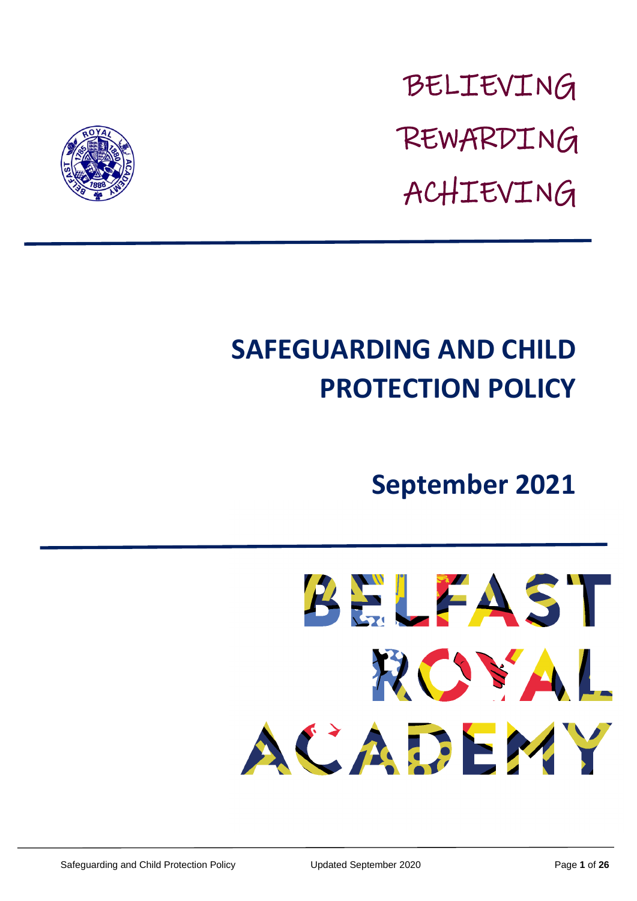BELIEVING

REWARDING

ACHIEVING

# SAFEGUARDING AND CHILD PROTECTION POLICY

## September 2021

BELFAST ROYAL ACADEMY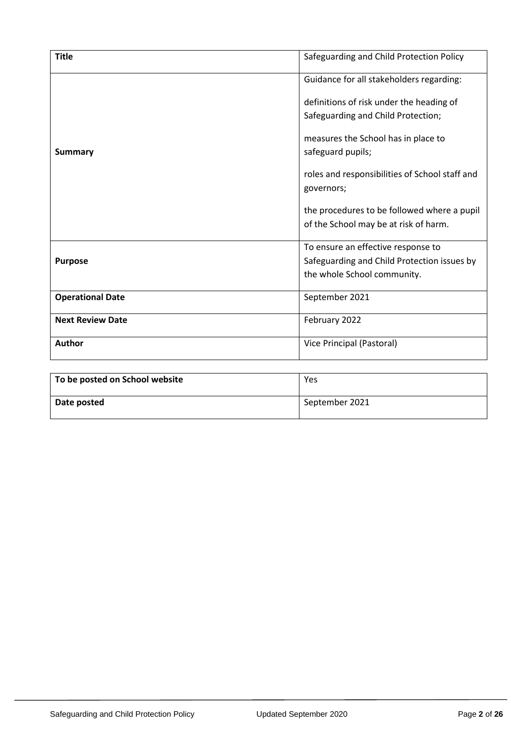| **Title** | Safeguarding and Child Protection Policy |
|---|---|
| **Summary** | Guidance for all stakeholders regarding:<br><br>definitions of risk under the heading of Safeguarding and Child Protection;<br><br>measures the School has in place to safeguard pupils;<br><br>roles and responsibilities of School staff and governors;<br><br>the procedures to be followed where a pupil of the School may be at risk of harm. |
| **Purpose** | To ensure an effective response to Safeguarding and Child Protection issues by the whole School community. |
| **Operational Date** | September 2021 |
| **Next Review Date** | February 2022 |
| **Author** | Vice Principal (Pastoral) |

| **To be posted on School website** | Yes |
|---|---|
| **Date posted** | September 2021 |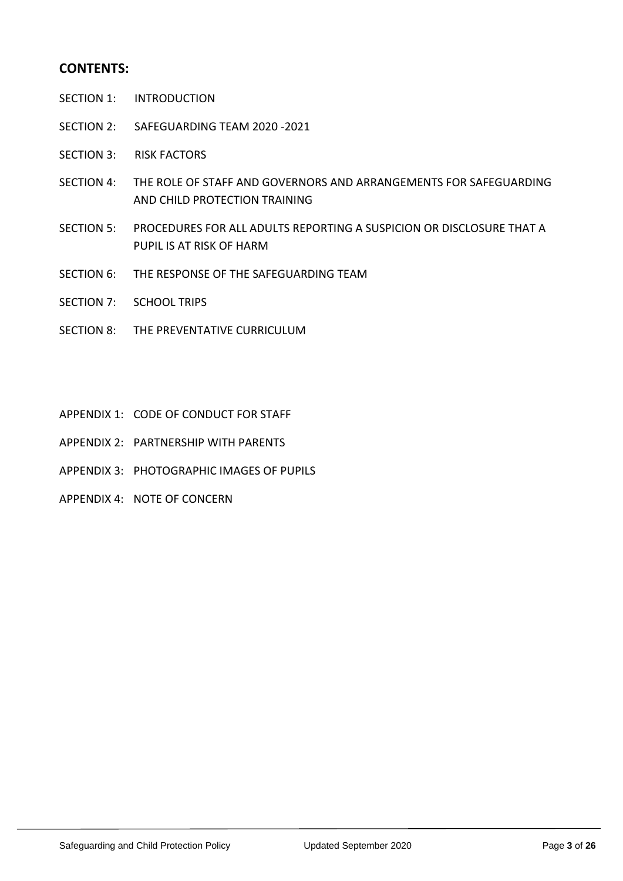## CONTENTS:

SECTION 1: INTRODUCTION

SECTION 2: SAFEGUARDING TEAM 2020 -2021

SECTION 3: RISK FACTORS

SECTION 4: THE ROLE OF STAFF AND GOVERNORS AND ARRANGEMENTS FOR SAFEGUARDING AND CHILD PROTECTION TRAINING

SECTION 5: PROCEDURES FOR ALL ADULTS REPORTING A SUSPICION OR DISCLOSURE THAT A PUPIL IS AT RISK OF HARM

SECTION 6: THE RESPONSE OF THE SAFEGUARDING TEAM

SECTION 7: SCHOOL TRIPS

SECTION 8: THE PREVENTATIVE CURRICULUM

APPENDIX 1: CODE OF CONDUCT FOR STAFF

APPENDIX 2: PARTNERSHIP WITH PARENTS

APPENDIX 3: PHOTOGRAPHIC IMAGES OF PUPILS

APPENDIX 4: NOTE OF CONCERN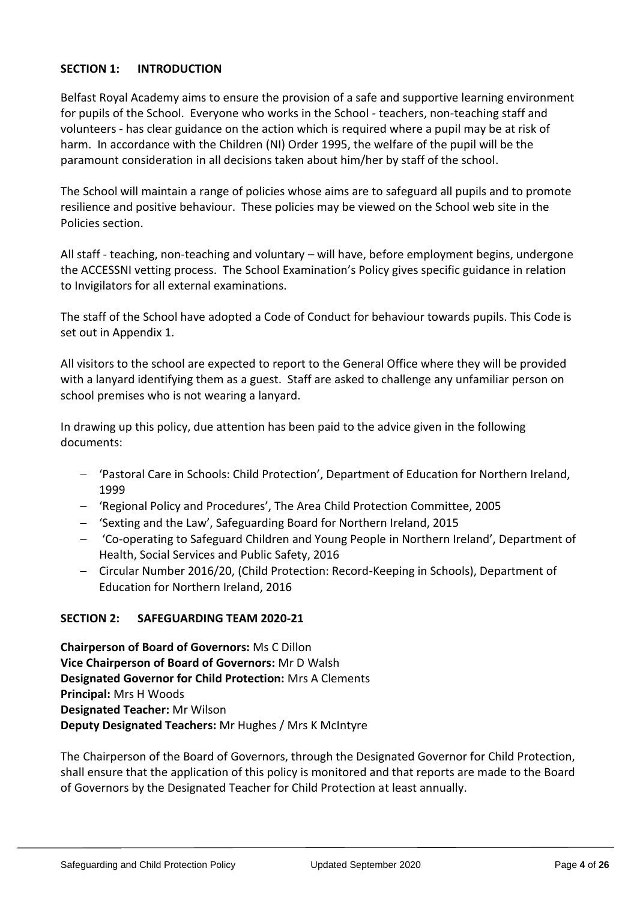## SECTION 1: INTRODUCTION

Belfast Royal Academy aims to ensure the provision of a safe and supportive learning environment for pupils of the School. Everyone who works in the School - teachers, non-teaching staff and volunteers - has clear guidance on the action which is required where a pupil may be at risk of harm. In accordance with the Children (NI) Order 1995, the welfare of the pupil will be the paramount consideration in all decisions taken about him/her by staff of the school.

The School will maintain a range of policies whose aims are to safeguard all pupils and to promote resilience and positive behaviour. These policies may be viewed on the School web site in the Policies section.

All staff - teaching, non-teaching and voluntary – will have, before employment begins, undergone the ACCESSNI vetting process. The School Examination's Policy gives specific guidance in relation to Invigilators for all external examinations.

The staff of the School have adopted a Code of Conduct for behaviour towards pupils. This Code is set out in Appendix 1.

All visitors to the school are expected to report to the General Office where they will be provided with a lanyard identifying them as a guest. Staff are asked to challenge any unfamiliar person on school premises who is not wearing a lanyard.

In drawing up this policy, due attention has been paid to the advice given in the following documents:

- 'Pastoral Care in Schools: Child Protection', Department of Education for Northern Ireland, 1999
- 'Regional Policy and Procedures', The Area Child Protection Committee, 2005
- 'Sexting and the Law', Safeguarding Board for Northern Ireland, 2015
- 'Co-operating to Safeguard Children and Young People in Northern Ireland', Department of Health, Social Services and Public Safety, 2016
- Circular Number 2016/20, (Child Protection: Record-Keeping in Schools), Department of Education for Northern Ireland, 2016

## SECTION 2: SAFEGUARDING TEAM 2020-21

**Chairperson of Board of Governors:** Ms C Dillon
**Vice Chairperson of Board of Governors:** Mr D Walsh
**Designated Governor for Child Protection:** Mrs A Clements
**Principal:** Mrs H Woods
**Designated Teacher:** Mr Wilson
**Deputy Designated Teachers:** Mr Hughes / Mrs K McIntyre

The Chairperson of the Board of Governors, through the Designated Governor for Child Protection, shall ensure that the application of this policy is monitored and that reports are made to the Board of Governors by the Designated Teacher for Child Protection at least annually.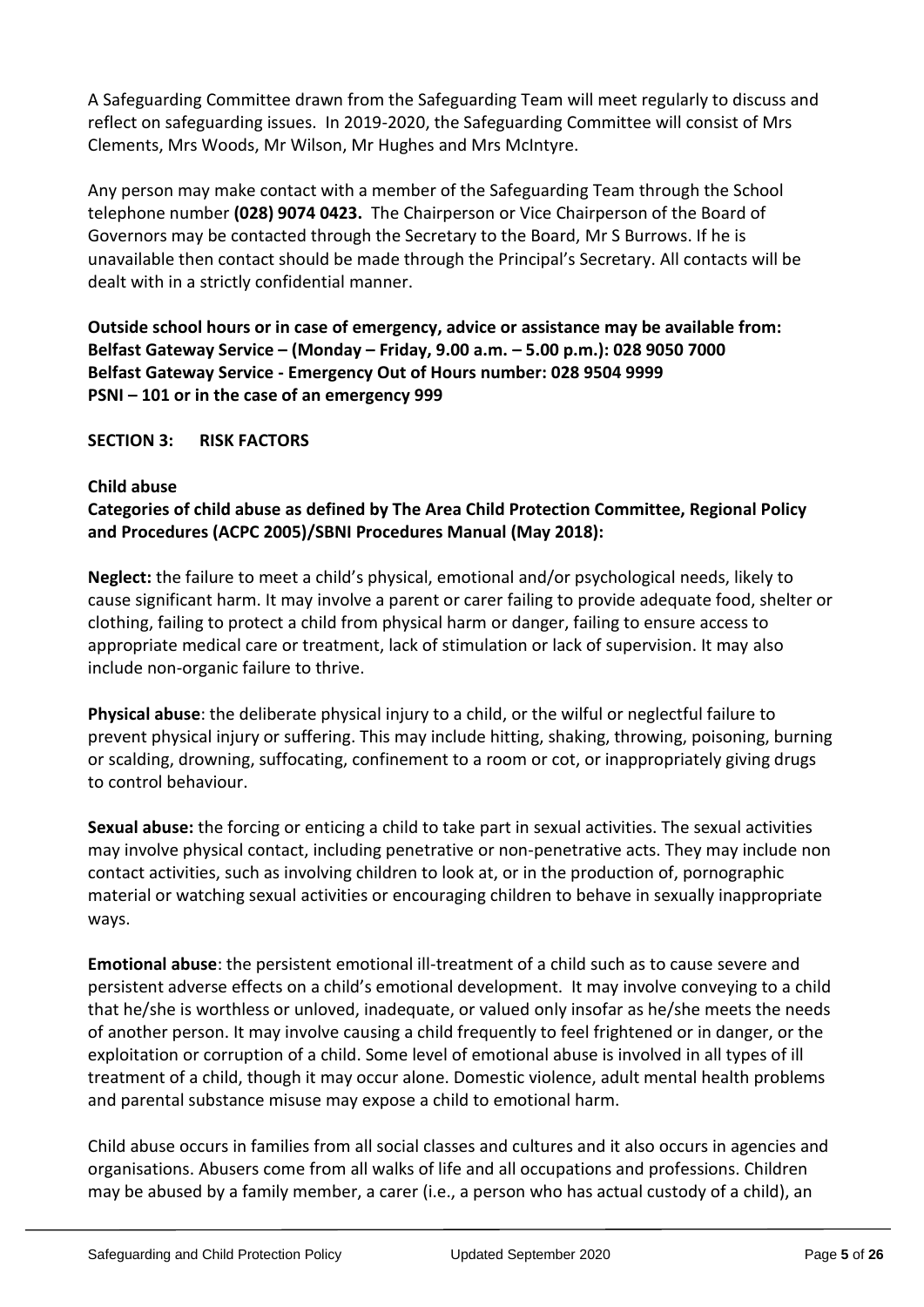A Safeguarding Committee drawn from the Safeguarding Team will meet regularly to discuss and reflect on safeguarding issues. In 2019-2020, the Safeguarding Committee will consist of Mrs Clements, Mrs Woods, Mr Wilson, Mr Hughes and Mrs McIntyre.

Any person may make contact with a member of the Safeguarding Team through the School telephone number **(028) 9074 0423.** The Chairperson or Vice Chairperson of the Board of Governors may be contacted through the Secretary to the Board, Mr S Burrows. If he is unavailable then contact should be made through the Principal's Secretary. All contacts will be dealt with in a strictly confidential manner.

**Outside school hours or in case of emergency, advice or assistance may be available from:**
**Belfast Gateway Service – (Monday – Friday, 9.00 a.m. – 5.00 p.m.): 028 9050 7000**
**Belfast Gateway Service - Emergency Out of Hours number: 028 9504 9999**
**PSNI – 101 or in the case of an emergency 999**

## SECTION 3: RISK FACTORS

### Child abuse

**Categories of child abuse as defined by The Area Child Protection Committee, Regional Policy and Procedures (ACPC 2005)/SBNI Procedures Manual (May 2018):**

**Neglect:** the failure to meet a child's physical, emotional and/or psychological needs, likely to cause significant harm. It may involve a parent or carer failing to provide adequate food, shelter or clothing, failing to protect a child from physical harm or danger, failing to ensure access to appropriate medical care or treatment, lack of stimulation or lack of supervision. It may also include non-organic failure to thrive.

**Physical abuse**: the deliberate physical injury to a child, or the wilful or neglectful failure to prevent physical injury or suffering. This may include hitting, shaking, throwing, poisoning, burning or scalding, drowning, suffocating, confinement to a room or cot, or inappropriately giving drugs to control behaviour.

**Sexual abuse:** the forcing or enticing a child to take part in sexual activities. The sexual activities may involve physical contact, including penetrative or non-penetrative acts. They may include non contact activities, such as involving children to look at, or in the production of, pornographic material or watching sexual activities or encouraging children to behave in sexually inappropriate ways.

**Emotional abuse**: the persistent emotional ill-treatment of a child such as to cause severe and persistent adverse effects on a child's emotional development. It may involve conveying to a child that he/she is worthless or unloved, inadequate, or valued only insofar as he/she meets the needs of another person. It may involve causing a child frequently to feel frightened or in danger, or the exploitation or corruption of a child. Some level of emotional abuse is involved in all types of ill treatment of a child, though it may occur alone. Domestic violence, adult mental health problems and parental substance misuse may expose a child to emotional harm.

Child abuse occurs in families from all social classes and cultures and it also occurs in agencies and organisations. Abusers come from all walks of life and all occupations and professions. Children may be abused by a family member, a carer (i.e., a person who has actual custody of a child), an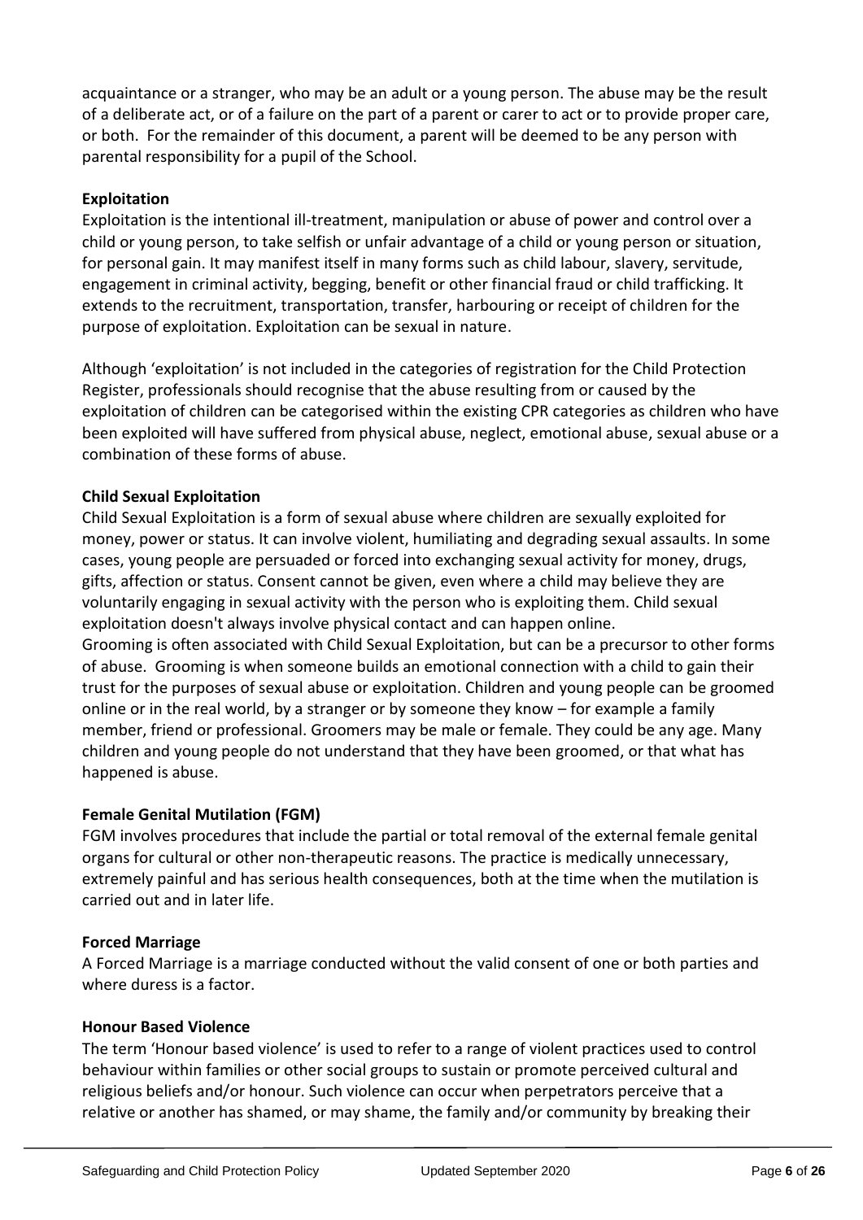acquaintance or a stranger, who may be an adult or a young person. The abuse may be the result of a deliberate act, or of a failure on the part of a parent or carer to act or to provide proper care, or both. For the remainder of this document, a parent will be deemed to be any person with parental responsibility for a pupil of the School.

**Exploitation**

Exploitation is the intentional ill-treatment, manipulation or abuse of power and control over a child or young person, to take selfish or unfair advantage of a child or young person or situation, for personal gain. It may manifest itself in many forms such as child labour, slavery, servitude, engagement in criminal activity, begging, benefit or other financial fraud or child trafficking. It extends to the recruitment, transportation, transfer, harbouring or receipt of children for the purpose of exploitation. Exploitation can be sexual in nature.

Although 'exploitation' is not included in the categories of registration for the Child Protection Register, professionals should recognise that the abuse resulting from or caused by the exploitation of children can be categorised within the existing CPR categories as children who have been exploited will have suffered from physical abuse, neglect, emotional abuse, sexual abuse or a combination of these forms of abuse.

**Child Sexual Exploitation**

Child Sexual Exploitation is a form of sexual abuse where children are sexually exploited for money, power or status. It can involve violent, humiliating and degrading sexual assaults. In some cases, young people are persuaded or forced into exchanging sexual activity for money, drugs, gifts, affection or status. Consent cannot be given, even where a child may believe they are voluntarily engaging in sexual activity with the person who is exploiting them. Child sexual exploitation doesn't always involve physical contact and can happen online.

Grooming is often associated with Child Sexual Exploitation, but can be a precursor to other forms of abuse. Grooming is when someone builds an emotional connection with a child to gain their trust for the purposes of sexual abuse or exploitation. Children and young people can be groomed online or in the real world, by a stranger or by someone they know – for example a family member, friend or professional. Groomers may be male or female. They could be any age. Many children and young people do not understand that they have been groomed, or that what has happened is abuse.

**Female Genital Mutilation (FGM)**

FGM involves procedures that include the partial or total removal of the external female genital organs for cultural or other non-therapeutic reasons. The practice is medically unnecessary, extremely painful and has serious health consequences, both at the time when the mutilation is carried out and in later life.

**Forced Marriage**

A Forced Marriage is a marriage conducted without the valid consent of one or both parties and where duress is a factor.

**Honour Based Violence**

The term 'Honour based violence' is used to refer to a range of violent practices used to control behaviour within families or other social groups to sustain or promote perceived cultural and religious beliefs and/or honour. Such violence can occur when perpetrators perceive that a relative or another has shamed, or may shame, the family and/or community by breaking their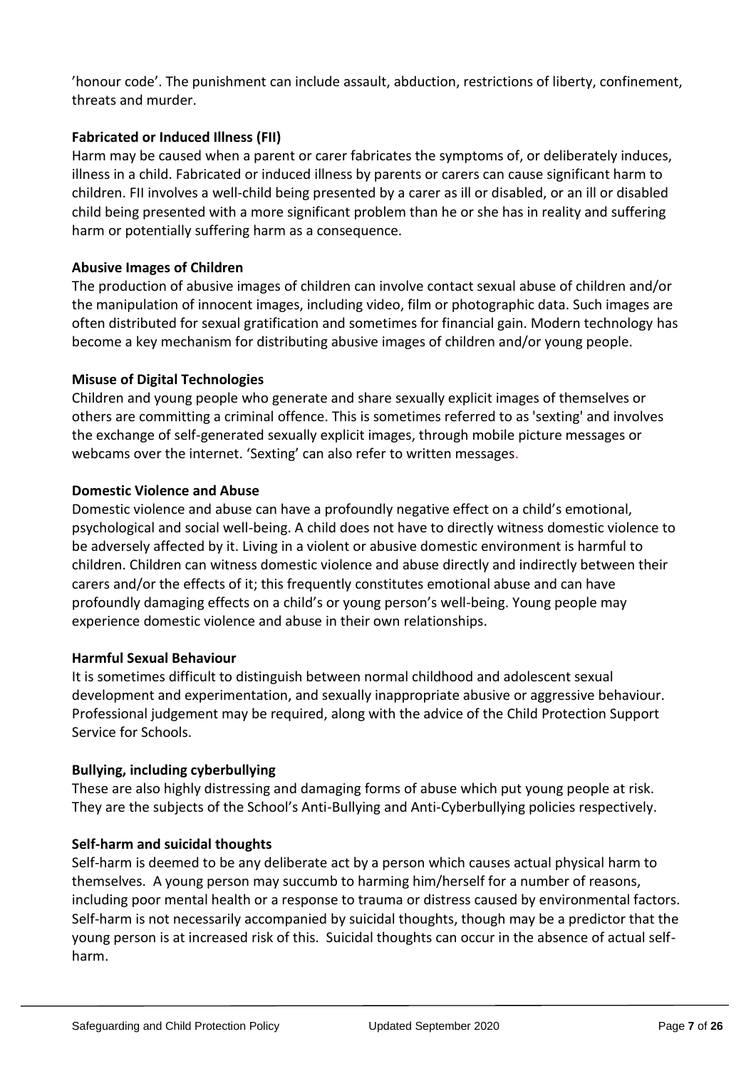'honour code'. The punishment can include assault, abduction, restrictions of liberty, confinement, threats and murder.

**Fabricated or Induced Illness (FII)**

Harm may be caused when a parent or carer fabricates the symptoms of, or deliberately induces, illness in a child. Fabricated or induced illness by parents or carers can cause significant harm to children. FII involves a well-child being presented by a carer as ill or disabled, or an ill or disabled child being presented with a more significant problem than he or she has in reality and suffering harm or potentially suffering harm as a consequence.

**Abusive Images of Children**

The production of abusive images of children can involve contact sexual abuse of children and/or the manipulation of innocent images, including video, film or photographic data. Such images are often distributed for sexual gratification and sometimes for financial gain. Modern technology has become a key mechanism for distributing abusive images of children and/or young people.

**Misuse of Digital Technologies**

Children and young people who generate and share sexually explicit images of themselves or others are committing a criminal offence. This is sometimes referred to as 'sexting' and involves the exchange of self-generated sexually explicit images, through mobile picture messages or webcams over the internet. 'Sexting' can also refer to written messages.

**Domestic Violence and Abuse**

Domestic violence and abuse can have a profoundly negative effect on a child's emotional, psychological and social well-being. A child does not have to directly witness domestic violence to be adversely affected by it. Living in a violent or abusive domestic environment is harmful to children. Children can witness domestic violence and abuse directly and indirectly between their carers and/or the effects of it; this frequently constitutes emotional abuse and can have profoundly damaging effects on a child's or young person's well-being. Young people may experience domestic violence and abuse in their own relationships.

**Harmful Sexual Behaviour**

It is sometimes difficult to distinguish between normal childhood and adolescent sexual development and experimentation, and sexually inappropriate abusive or aggressive behaviour. Professional judgement may be required, along with the advice of the Child Protection Support Service for Schools.

**Bullying, including cyberbullying**

These are also highly distressing and damaging forms of abuse which put young people at risk. They are the subjects of the School's Anti-Bullying and Anti-Cyberbullying policies respectively.

**Self-harm and suicidal thoughts**

Self-harm is deemed to be any deliberate act by a person which causes actual physical harm to themselves. A young person may succumb to harming him/herself for a number of reasons, including poor mental health or a response to trauma or distress caused by environmental factors. Self-harm is not necessarily accompanied by suicidal thoughts, though may be a predictor that the young person is at increased risk of this. Suicidal thoughts can occur in the absence of actual self-harm.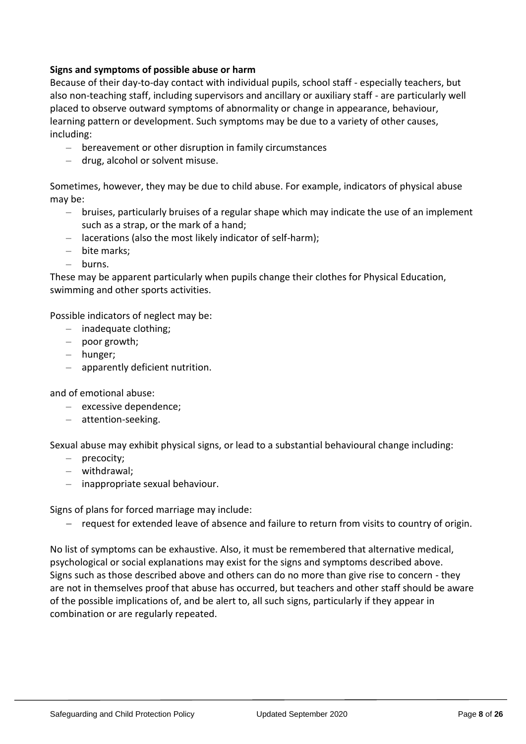**Signs and symptoms of possible abuse or harm**

Because of their day-to-day contact with individual pupils, school staff - especially teachers, but also non-teaching staff, including supervisors and ancillary or auxiliary staff - are particularly well placed to observe outward symptoms of abnormality or change in appearance, behaviour, learning pattern or development. Such symptoms may be due to a variety of other causes, including:

- bereavement or other disruption in family circumstances
- drug, alcohol or solvent misuse.

Sometimes, however, they may be due to child abuse. For example, indicators of physical abuse may be:

- bruises, particularly bruises of a regular shape which may indicate the use of an implement such as a strap, or the mark of a hand;
- lacerations (also the most likely indicator of self-harm);
- bite marks;
- burns.

These may be apparent particularly when pupils change their clothes for Physical Education, swimming and other sports activities.

Possible indicators of neglect may be:

- inadequate clothing;
- poor growth;
- hunger;
- apparently deficient nutrition.

and of emotional abuse:

- excessive dependence;
- attention-seeking.

Sexual abuse may exhibit physical signs, or lead to a substantial behavioural change including:

- precocity;
- withdrawal;
- inappropriate sexual behaviour.

Signs of plans for forced marriage may include:

- request for extended leave of absence and failure to return from visits to country of origin.

No list of symptoms can be exhaustive. Also, it must be remembered that alternative medical, psychological or social explanations may exist for the signs and symptoms described above. Signs such as those described above and others can do no more than give rise to concern - they are not in themselves proof that abuse has occurred, but teachers and other staff should be aware of the possible implications of, and be alert to, all such signs, particularly if they appear in combination or are regularly repeated.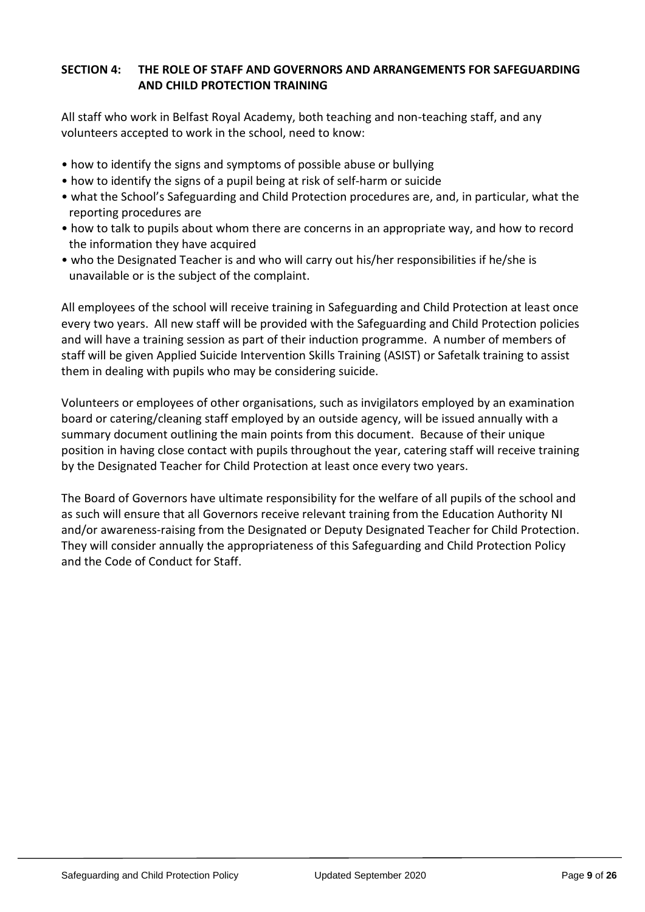## SECTION 4: THE ROLE OF STAFF AND GOVERNORS AND ARRANGEMENTS FOR SAFEGUARDING AND CHILD PROTECTION TRAINING

All staff who work in Belfast Royal Academy, both teaching and non-teaching staff, and any volunteers accepted to work in the school, need to know:

- how to identify the signs and symptoms of possible abuse or bullying
- how to identify the signs of a pupil being at risk of self-harm or suicide
- what the School's Safeguarding and Child Protection procedures are, and, in particular, what the reporting procedures are
- how to talk to pupils about whom there are concerns in an appropriate way, and how to record the information they have acquired
- who the Designated Teacher is and who will carry out his/her responsibilities if he/she is unavailable or is the subject of the complaint.

All employees of the school will receive training in Safeguarding and Child Protection at least once every two years. All new staff will be provided with the Safeguarding and Child Protection policies and will have a training session as part of their induction programme. A number of members of staff will be given Applied Suicide Intervention Skills Training (ASIST) or Safetalk training to assist them in dealing with pupils who may be considering suicide.

Volunteers or employees of other organisations, such as invigilators employed by an examination board or catering/cleaning staff employed by an outside agency, will be issued annually with a summary document outlining the main points from this document. Because of their unique position in having close contact with pupils throughout the year, catering staff will receive training by the Designated Teacher for Child Protection at least once every two years.

The Board of Governors have ultimate responsibility for the welfare of all pupils of the school and as such will ensure that all Governors receive relevant training from the Education Authority NI and/or awareness-raising from the Designated or Deputy Designated Teacher for Child Protection. They will consider annually the appropriateness of this Safeguarding and Child Protection Policy and the Code of Conduct for Staff.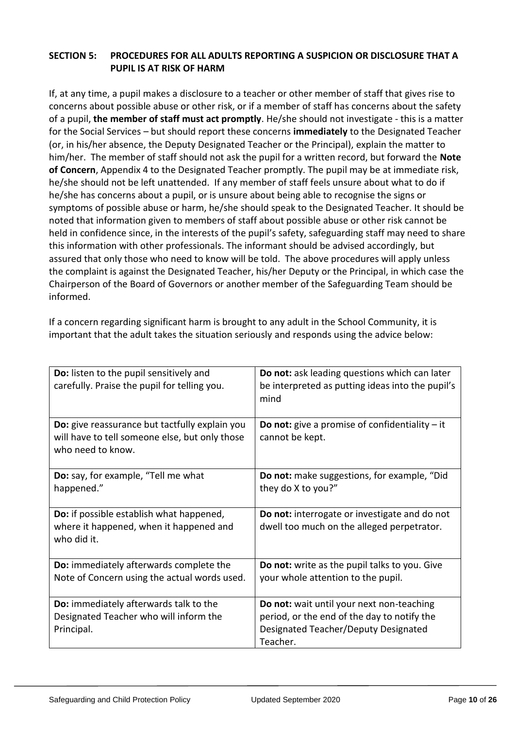## SECTION 5: PROCEDURES FOR ALL ADULTS REPORTING A SUSPICION OR DISCLOSURE THAT A PUPIL IS AT RISK OF HARM

If, at any time, a pupil makes a disclosure to a teacher or other member of staff that gives rise to concerns about possible abuse or other risk, or if a member of staff has concerns about the safety of a pupil, **the member of staff must act promptly**. He/she should not investigate - this is a matter for the Social Services – but should report these concerns **immediately** to the Designated Teacher (or, in his/her absence, the Deputy Designated Teacher or the Principal), explain the matter to him/her. The member of staff should not ask the pupil for a written record, but forward the **Note of Concern**, Appendix 4 to the Designated Teacher promptly. The pupil may be at immediate risk, he/she should not be left unattended. If any member of staff feels unsure about what to do if he/she has concerns about a pupil, or is unsure about being able to recognise the signs or symptoms of possible abuse or harm, he/she should speak to the Designated Teacher. It should be noted that information given to members of staff about possible abuse or other risk cannot be held in confidence since, in the interests of the pupil's safety, safeguarding staff may need to share this information with other professionals. The informant should be advised accordingly, but assured that only those who need to know will be told. The above procedures will apply unless the complaint is against the Designated Teacher, his/her Deputy or the Principal, in which case the Chairperson of the Board of Governors or another member of the Safeguarding Team should be informed.

If a concern regarding significant harm is brought to any adult in the School Community, it is important that the adult takes the situation seriously and responds using the advice below:

| | |
|---|---|
| **Do:** listen to the pupil sensitively and carefully. Praise the pupil for telling you. | **Do not:** ask leading questions which can later be interpreted as putting ideas into the pupil's mind |
| **Do:** give reassurance but tactfully explain you will have to tell someone else, but only those who need to know. | **Do not:** give a promise of confidentiality – it cannot be kept. |
| **Do:** say, for example, "Tell me what happened." | **Do not:** make suggestions, for example, "Did they do X to you?" |
| **Do:** if possible establish what happened, where it happened, when it happened and who did it. | **Do not:** interrogate or investigate and do not dwell too much on the alleged perpetrator. |
| **Do:** immediately afterwards complete the Note of Concern using the actual words used. | **Do not:** write as the pupil talks to you. Give your whole attention to the pupil. |
| **Do:** immediately afterwards talk to the Designated Teacher who will inform the Principal. | **Do not:** wait until your next non-teaching period, or the end of the day to notify the Designated Teacher/Deputy Designated Teacher. |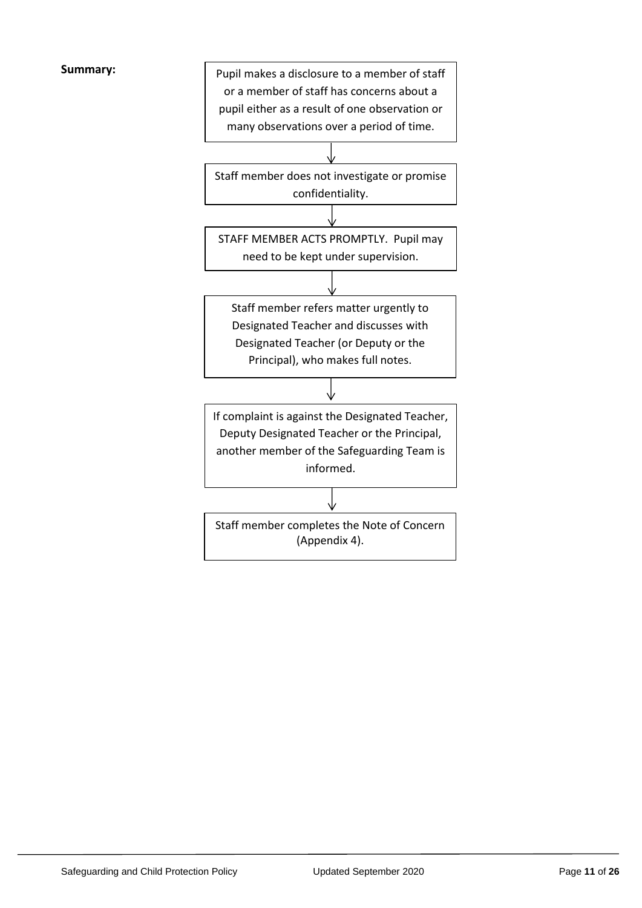**Summary:**

Pupil makes a disclosure to a member of staff or a member of staff has concerns about a pupil either as a result of one observation or many observations over a period of time.

↓

Staff member does not investigate or promise confidentiality.

↓

STAFF MEMBER ACTS PROMPTLY. Pupil may need to be kept under supervision.

↓

Staff member refers matter urgently to Designated Teacher and discusses with Designated Teacher (or Deputy or the Principal), who makes full notes.

↓

If complaint is against the Designated Teacher, Deputy Designated Teacher or the Principal, another member of the Safeguarding Team is informed.

↓

Staff member completes the Note of Concern (Appendix 4).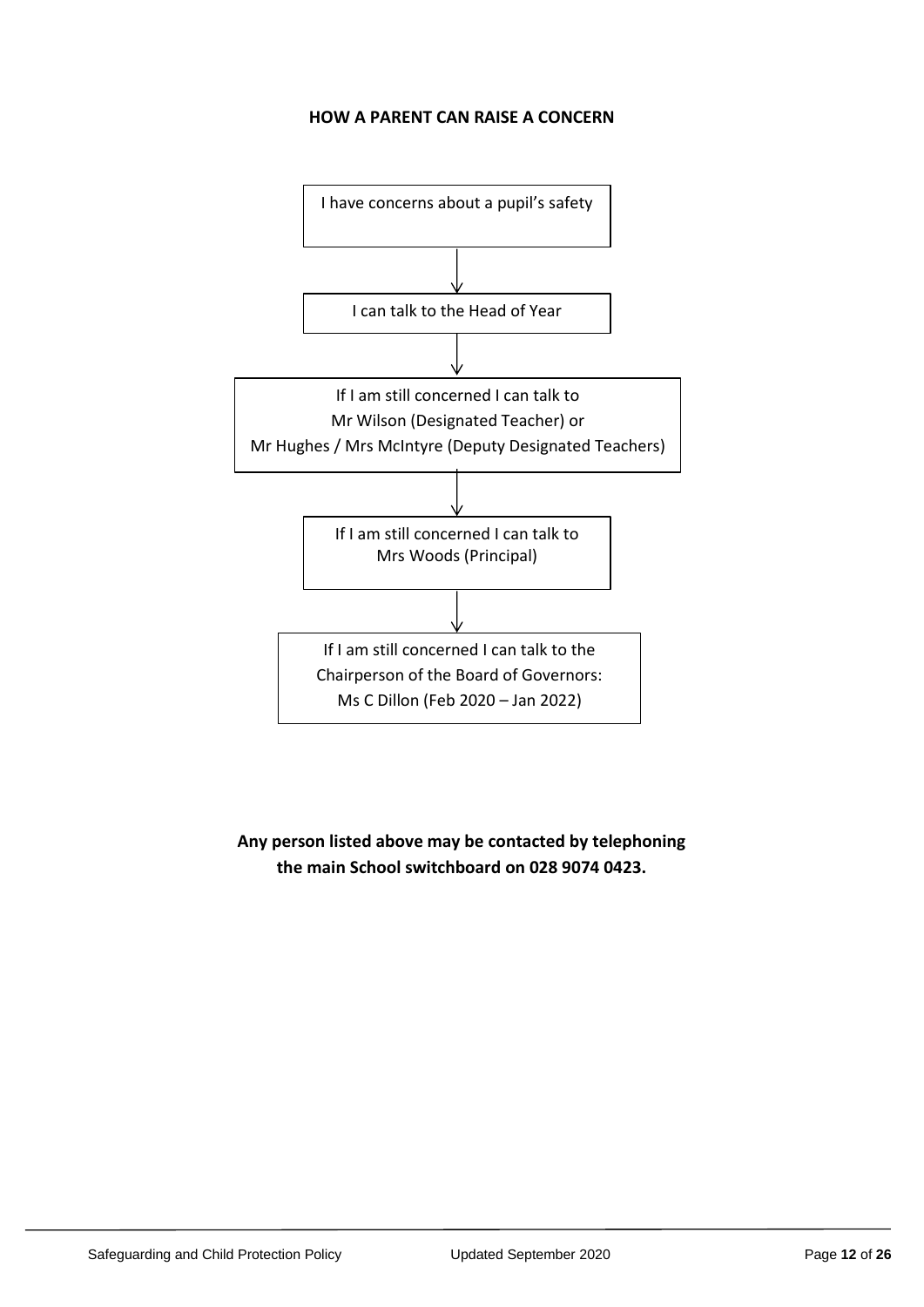**HOW A PARENT CAN RAISE A CONCERN**

I have concerns about a pupil's safety

↓

I can talk to the Head of Year

↓

If I am still concerned I can talk to
Mr Wilson (Designated Teacher) or
Mr Hughes / Mrs McIntyre (Deputy Designated Teachers)

↓

If I am still concerned I can talk to
Mrs Woods (Principal)

↓

If I am still concerned I can talk to the
Chairperson of the Board of Governors:
Ms C Dillon (Feb 2020 – Jan 2022)

**Any person listed above may be contacted by telephoning the main School switchboard on 028 9074 0423.**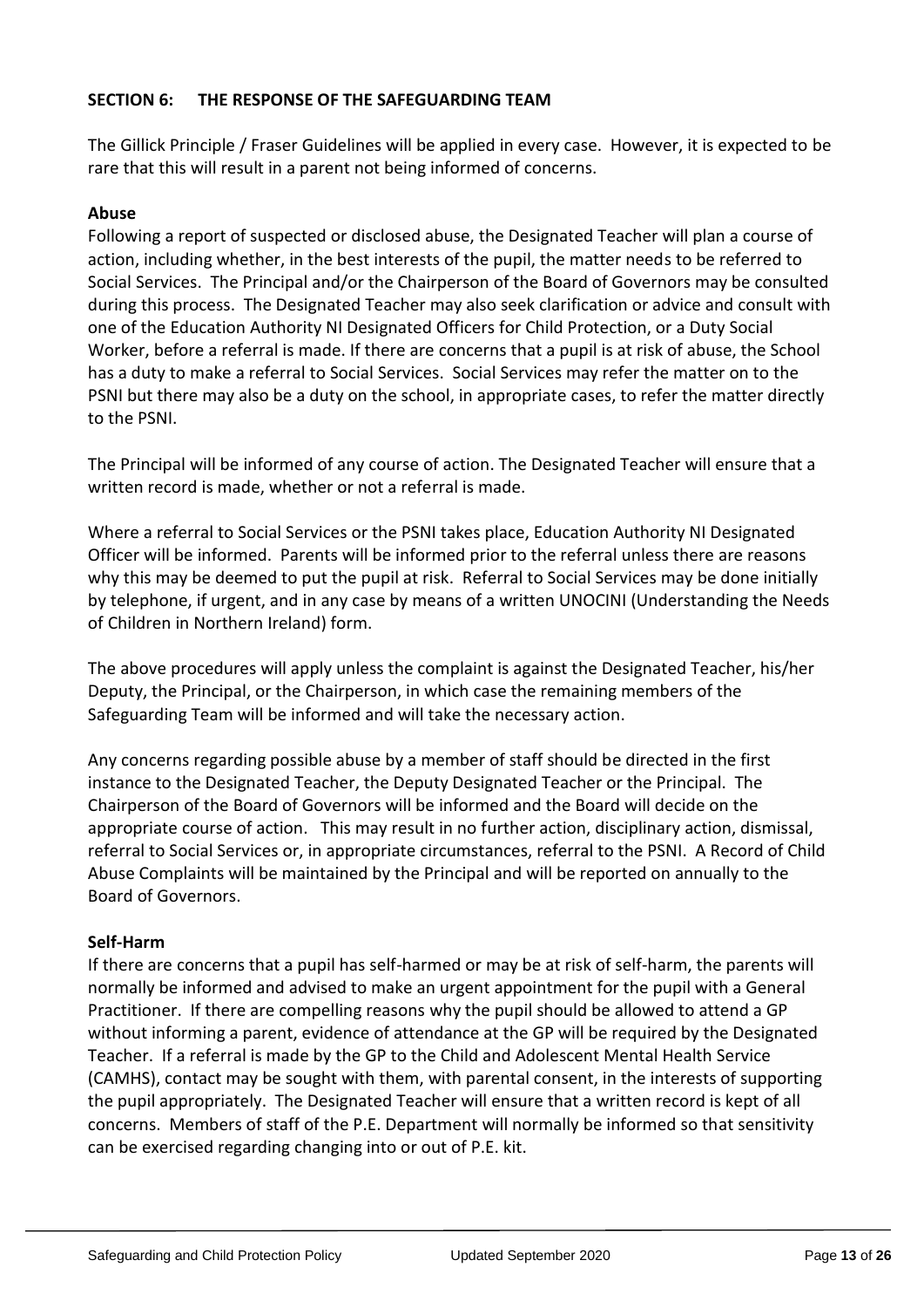## SECTION 6: THE RESPONSE OF THE SAFEGUARDING TEAM

The Gillick Principle / Fraser Guidelines will be applied in every case. However, it is expected to be rare that this will result in a parent not being informed of concerns.

### Abuse

Following a report of suspected or disclosed abuse, the Designated Teacher will plan a course of action, including whether, in the best interests of the pupil, the matter needs to be referred to Social Services. The Principal and/or the Chairperson of the Board of Governors may be consulted during this process. The Designated Teacher may also seek clarification or advice and consult with one of the Education Authority NI Designated Officers for Child Protection, or a Duty Social Worker, before a referral is made. If there are concerns that a pupil is at risk of abuse, the School has a duty to make a referral to Social Services. Social Services may refer the matter on to the PSNI but there may also be a duty on the school, in appropriate cases, to refer the matter directly to the PSNI.

The Principal will be informed of any course of action. The Designated Teacher will ensure that a written record is made, whether or not a referral is made.

Where a referral to Social Services or the PSNI takes place, Education Authority NI Designated Officer will be informed. Parents will be informed prior to the referral unless there are reasons why this may be deemed to put the pupil at risk. Referral to Social Services may be done initially by telephone, if urgent, and in any case by means of a written UNOCINI (Understanding the Needs of Children in Northern Ireland) form.

The above procedures will apply unless the complaint is against the Designated Teacher, his/her Deputy, the Principal, or the Chairperson, in which case the remaining members of the Safeguarding Team will be informed and will take the necessary action.

Any concerns regarding possible abuse by a member of staff should be directed in the first instance to the Designated Teacher, the Deputy Designated Teacher or the Principal. The Chairperson of the Board of Governors will be informed and the Board will decide on the appropriate course of action. This may result in no further action, disciplinary action, dismissal, referral to Social Services or, in appropriate circumstances, referral to the PSNI. A Record of Child Abuse Complaints will be maintained by the Principal and will be reported on annually to the Board of Governors.

### Self-Harm

If there are concerns that a pupil has self-harmed or may be at risk of self-harm, the parents will normally be informed and advised to make an urgent appointment for the pupil with a General Practitioner. If there are compelling reasons why the pupil should be allowed to attend a GP without informing a parent, evidence of attendance at the GP will be required by the Designated Teacher. If a referral is made by the GP to the Child and Adolescent Mental Health Service (CAMHS), contact may be sought with them, with parental consent, in the interests of supporting the pupil appropriately. The Designated Teacher will ensure that a written record is kept of all concerns. Members of staff of the P.E. Department will normally be informed so that sensitivity can be exercised regarding changing into or out of P.E. kit.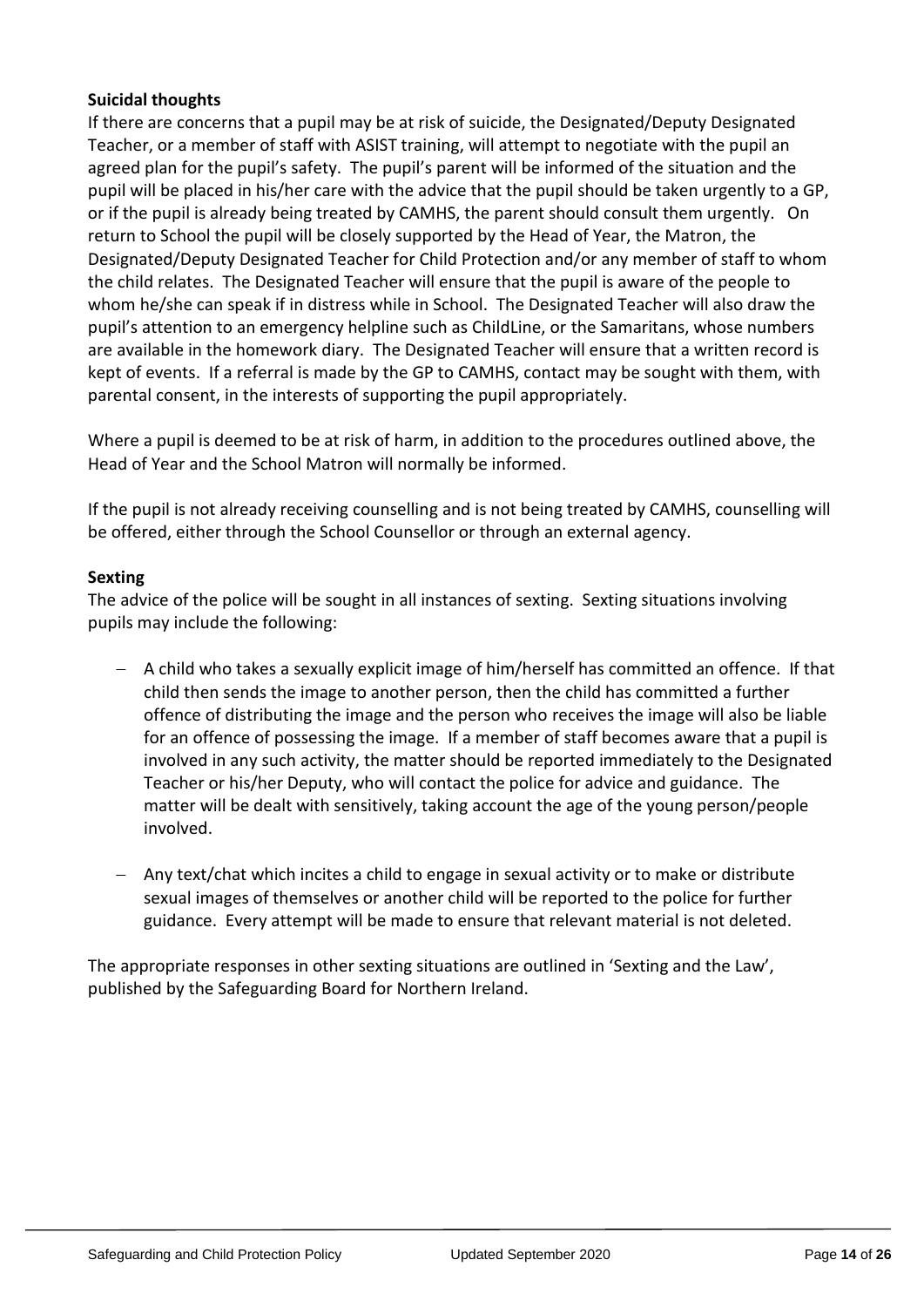**Suicidal thoughts**

If there are concerns that a pupil may be at risk of suicide, the Designated/Deputy Designated Teacher, or a member of staff with ASIST training, will attempt to negotiate with the pupil an agreed plan for the pupil's safety. The pupil's parent will be informed of the situation and the pupil will be placed in his/her care with the advice that the pupil should be taken urgently to a GP, or if the pupil is already being treated by CAMHS, the parent should consult them urgently. On return to School the pupil will be closely supported by the Head of Year, the Matron, the Designated/Deputy Designated Teacher for Child Protection and/or any member of staff to whom the child relates. The Designated Teacher will ensure that the pupil is aware of the people to whom he/she can speak if in distress while in School. The Designated Teacher will also draw the pupil's attention to an emergency helpline such as ChildLine, or the Samaritans, whose numbers are available in the homework diary. The Designated Teacher will ensure that a written record is kept of events. If a referral is made by the GP to CAMHS, contact may be sought with them, with parental consent, in the interests of supporting the pupil appropriately.

Where a pupil is deemed to be at risk of harm, in addition to the procedures outlined above, the Head of Year and the School Matron will normally be informed.

If the pupil is not already receiving counselling and is not being treated by CAMHS, counselling will be offered, either through the School Counsellor or through an external agency.

**Sexting**

The advice of the police will be sought in all instances of sexting. Sexting situations involving pupils may include the following:

- A child who takes a sexually explicit image of him/herself has committed an offence. If that child then sends the image to another person, then the child has committed a further offence of distributing the image and the person who receives the image will also be liable for an offence of possessing the image. If a member of staff becomes aware that a pupil is involved in any such activity, the matter should be reported immediately to the Designated Teacher or his/her Deputy, who will contact the police for advice and guidance. The matter will be dealt with sensitively, taking account the age of the young person/people involved.

- Any text/chat which incites a child to engage in sexual activity or to make or distribute sexual images of themselves or another child will be reported to the police for further guidance. Every attempt will be made to ensure that relevant material is not deleted.

The appropriate responses in other sexting situations are outlined in 'Sexting and the Law', published by the Safeguarding Board for Northern Ireland.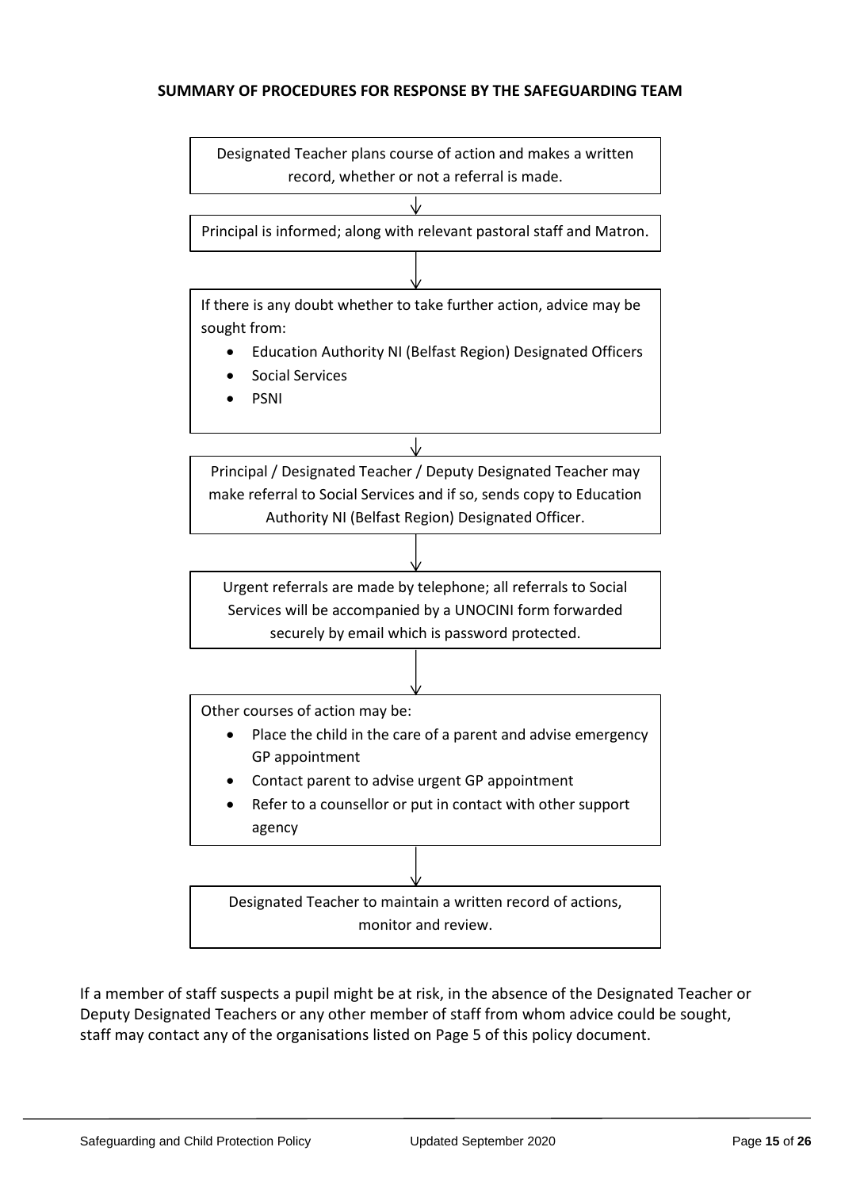**SUMMARY OF PROCEDURES FOR RESPONSE BY THE SAFEGUARDING TEAM**

Designated Teacher plans course of action and makes a written record, whether or not a referral is made.

↓

Principal is informed; along with relevant pastoral staff and Matron.

↓

If there is any doubt whether to take further action, advice may be sought from:

- Education Authority NI (Belfast Region) Designated Officers
- Social Services
- PSNI

↓

Principal / Designated Teacher / Deputy Designated Teacher may make referral to Social Services and if so, sends copy to Education Authority NI (Belfast Region) Designated Officer.

↓

Urgent referrals are made by telephone; all referrals to Social Services will be accompanied by a UNOCINI form forwarded securely by email which is password protected.

↓

Other courses of action may be:

- Place the child in the care of a parent and advise emergency GP appointment
- Contact parent to advise urgent GP appointment
- Refer to a counsellor or put in contact with other support agency

↓

Designated Teacher to maintain a written record of actions, monitor and review.

If a member of staff suspects a pupil might be at risk, in the absence of the Designated Teacher or Deputy Designated Teachers or any other member of staff from whom advice could be sought, staff may contact any of the organisations listed on Page 5 of this policy document.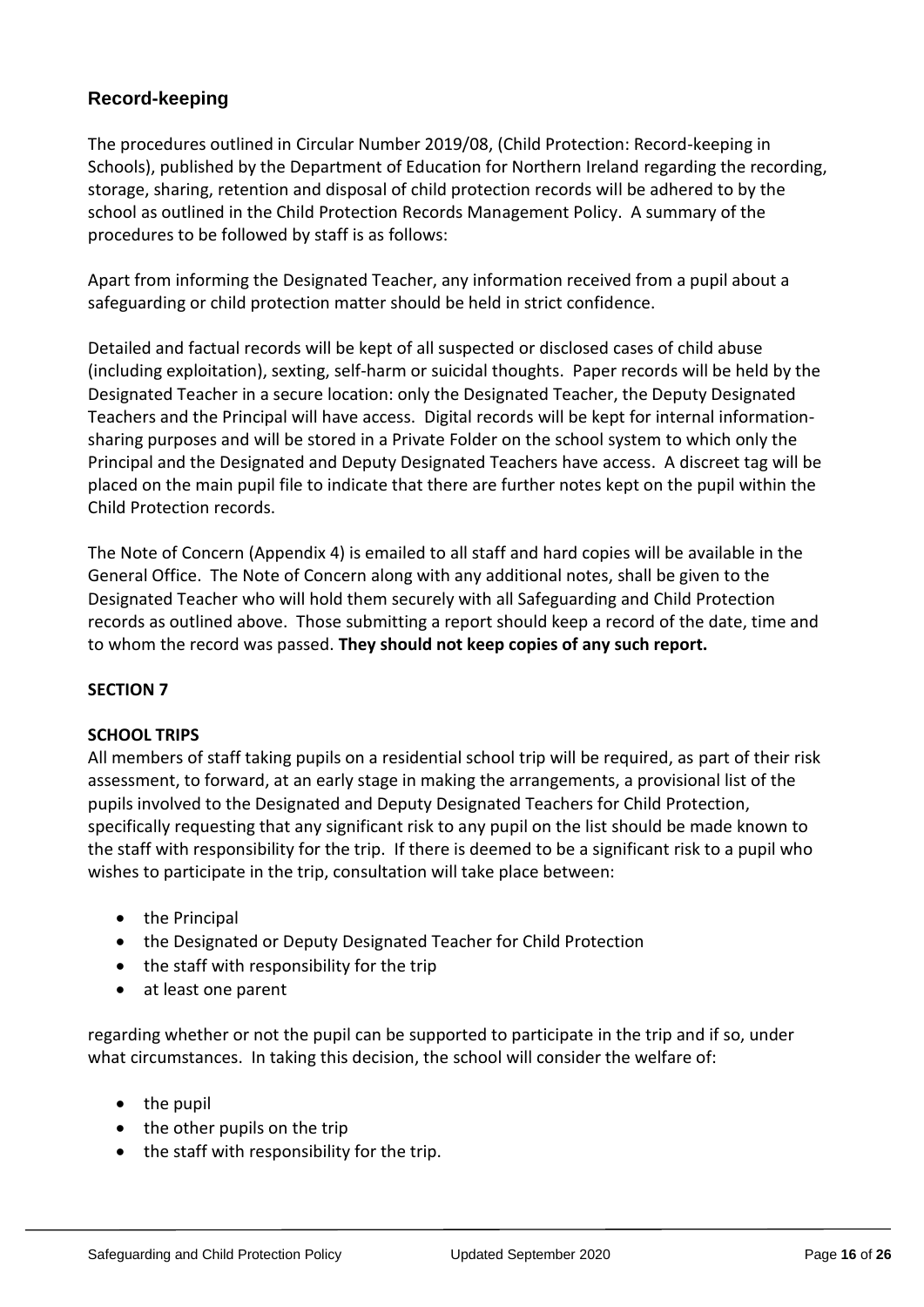## Record-keeping

The procedures outlined in Circular Number 2019/08, (Child Protection: Record-keeping in Schools), published by the Department of Education for Northern Ireland regarding the recording, storage, sharing, retention and disposal of child protection records will be adhered to by the school as outlined in the Child Protection Records Management Policy. A summary of the procedures to be followed by staff is as follows:

Apart from informing the Designated Teacher, any information received from a pupil about a safeguarding or child protection matter should be held in strict confidence.

Detailed and factual records will be kept of all suspected or disclosed cases of child abuse (including exploitation), sexting, self-harm or suicidal thoughts. Paper records will be held by the Designated Teacher in a secure location: only the Designated Teacher, the Deputy Designated Teachers and the Principal will have access. Digital records will be kept for internal information-sharing purposes and will be stored in a Private Folder on the school system to which only the Principal and the Designated and Deputy Designated Teachers have access. A discreet tag will be placed on the main pupil file to indicate that there are further notes kept on the pupil within the Child Protection records.

The Note of Concern (Appendix 4) is emailed to all staff and hard copies will be available in the General Office. The Note of Concern along with any additional notes, shall be given to the Designated Teacher who will hold them securely with all Safeguarding and Child Protection records as outlined above. Those submitting a report should keep a record of the date, time and to whom the record was passed. **They should not keep copies of any such report.**

**SECTION 7**

**SCHOOL TRIPS**

All members of staff taking pupils on a residential school trip will be required, as part of their risk assessment, to forward, at an early stage in making the arrangements, a provisional list of the pupils involved to the Designated and Deputy Designated Teachers for Child Protection, specifically requesting that any significant risk to any pupil on the list should be made known to the staff with responsibility for the trip. If there is deemed to be a significant risk to a pupil who wishes to participate in the trip, consultation will take place between:

- the Principal
- the Designated or Deputy Designated Teacher for Child Protection
- the staff with responsibility for the trip
- at least one parent

regarding whether or not the pupil can be supported to participate in the trip and if so, under what circumstances. In taking this decision, the school will consider the welfare of:

- the pupil
- the other pupils on the trip
- the staff with responsibility for the trip.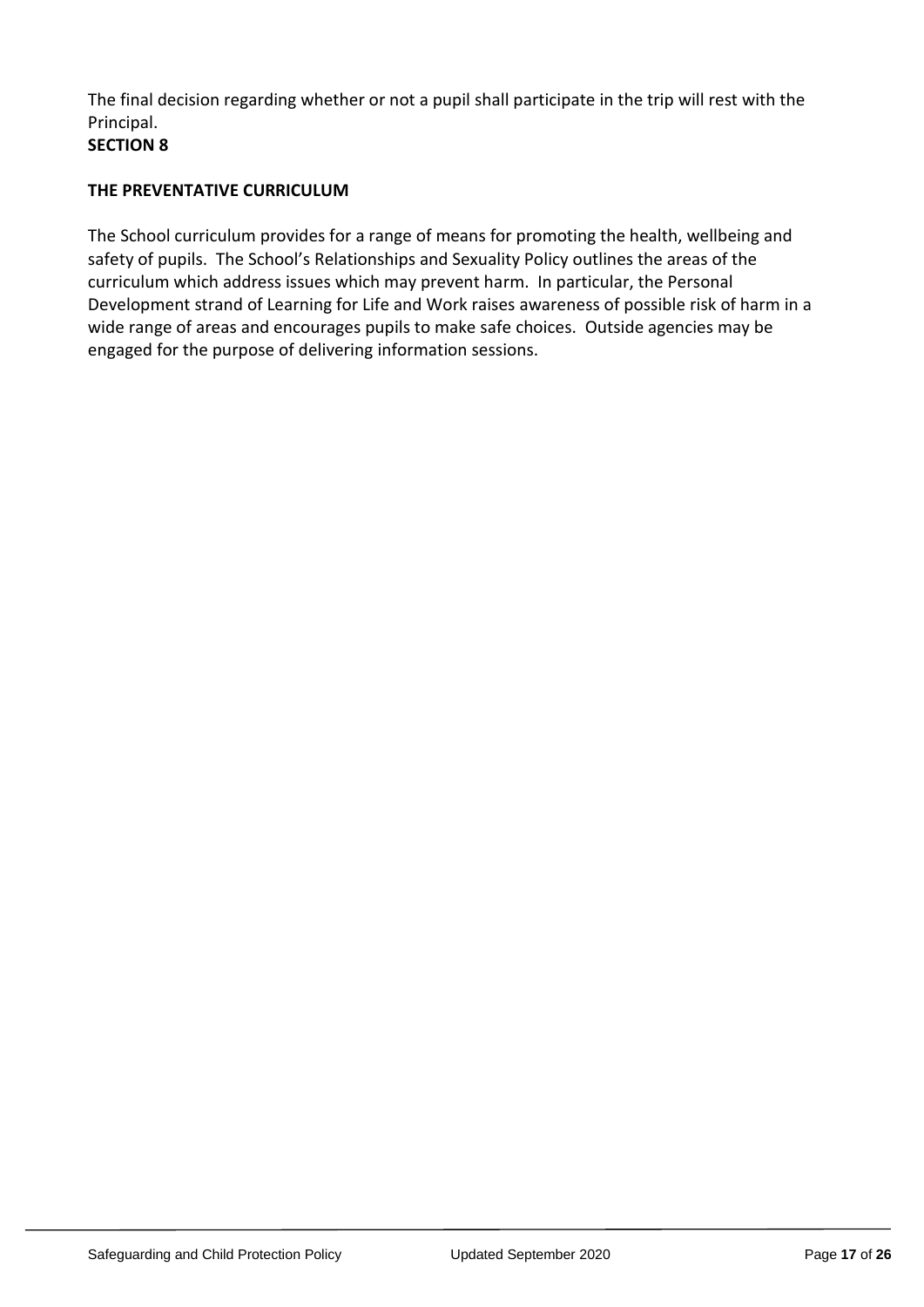The final decision regarding whether or not a pupil shall participate in the trip will rest with the Principal.

**SECTION 8**

**THE PREVENTATIVE CURRICULUM**

The School curriculum provides for a range of means for promoting the health, wellbeing and safety of pupils. The School's Relationships and Sexuality Policy outlines the areas of the curriculum which address issues which may prevent harm. In particular, the Personal Development strand of Learning for Life and Work raises awareness of possible risk of harm in a wide range of areas and encourages pupils to make safe choices. Outside agencies may be engaged for the purpose of delivering information sessions.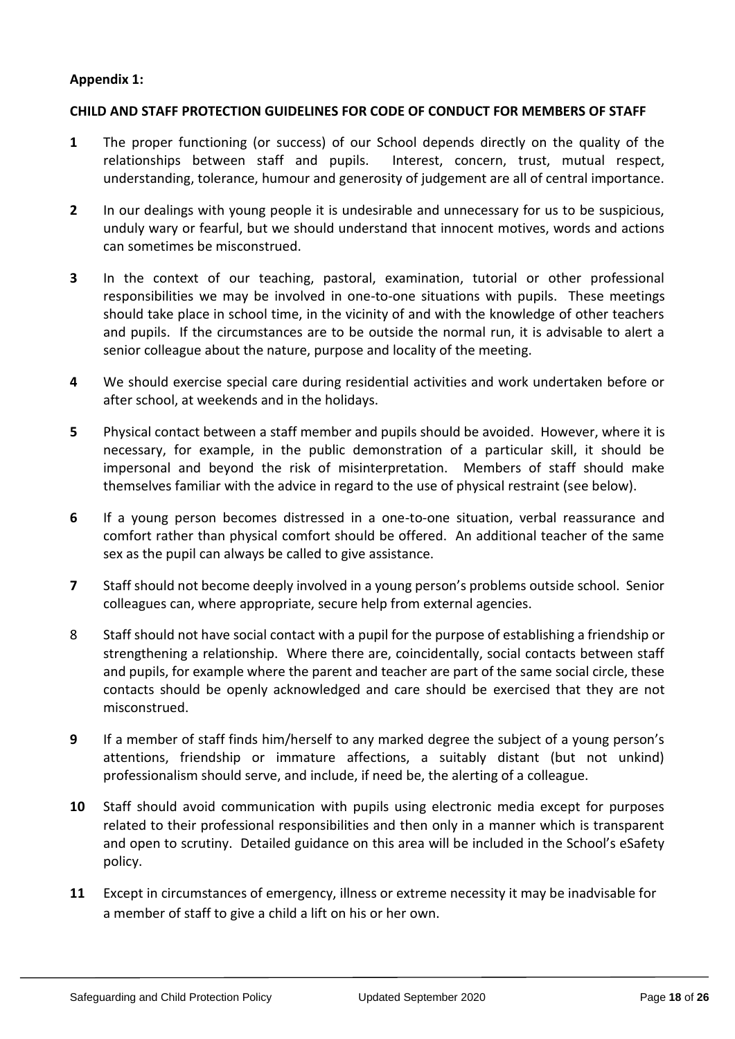**Appendix 1:**

**CHILD AND STAFF PROTECTION GUIDELINES FOR CODE OF CONDUCT FOR MEMBERS OF STAFF**

**1** The proper functioning (or success) of our School depends directly on the quality of the relationships between staff and pupils. Interest, concern, trust, mutual respect, understanding, tolerance, humour and generosity of judgement are all of central importance.

**2** In our dealings with young people it is undesirable and unnecessary for us to be suspicious, unduly wary or fearful, but we should understand that innocent motives, words and actions can sometimes be misconstrued.

**3** In the context of our teaching, pastoral, examination, tutorial or other professional responsibilities we may be involved in one-to-one situations with pupils. These meetings should take place in school time, in the vicinity of and with the knowledge of other teachers and pupils. If the circumstances are to be outside the normal run, it is advisable to alert a senior colleague about the nature, purpose and locality of the meeting.

**4** We should exercise special care during residential activities and work undertaken before or after school, at weekends and in the holidays.

**5** Physical contact between a staff member and pupils should be avoided. However, where it is necessary, for example, in the public demonstration of a particular skill, it should be impersonal and beyond the risk of misinterpretation. Members of staff should make themselves familiar with the advice in regard to the use of physical restraint (see below).

**6** If a young person becomes distressed in a one-to-one situation, verbal reassurance and comfort rather than physical comfort should be offered. An additional teacher of the same sex as the pupil can always be called to give assistance.

**7** Staff should not become deeply involved in a young person's problems outside school. Senior colleagues can, where appropriate, secure help from external agencies.

8 Staff should not have social contact with a pupil for the purpose of establishing a friendship or strengthening a relationship. Where there are, coincidentally, social contacts between staff and pupils, for example where the parent and teacher are part of the same social circle, these contacts should be openly acknowledged and care should be exercised that they are not misconstrued.

**9** If a member of staff finds him/herself to any marked degree the subject of a young person's attentions, friendship or immature affections, a suitably distant (but not unkind) professionalism should serve, and include, if need be, the alerting of a colleague.

**10** Staff should avoid communication with pupils using electronic media except for purposes related to their professional responsibilities and then only in a manner which is transparent and open to scrutiny. Detailed guidance on this area will be included in the School's eSafety policy.

**11** Except in circumstances of emergency, illness or extreme necessity it may be inadvisable for a member of staff to give a child a lift on his or her own.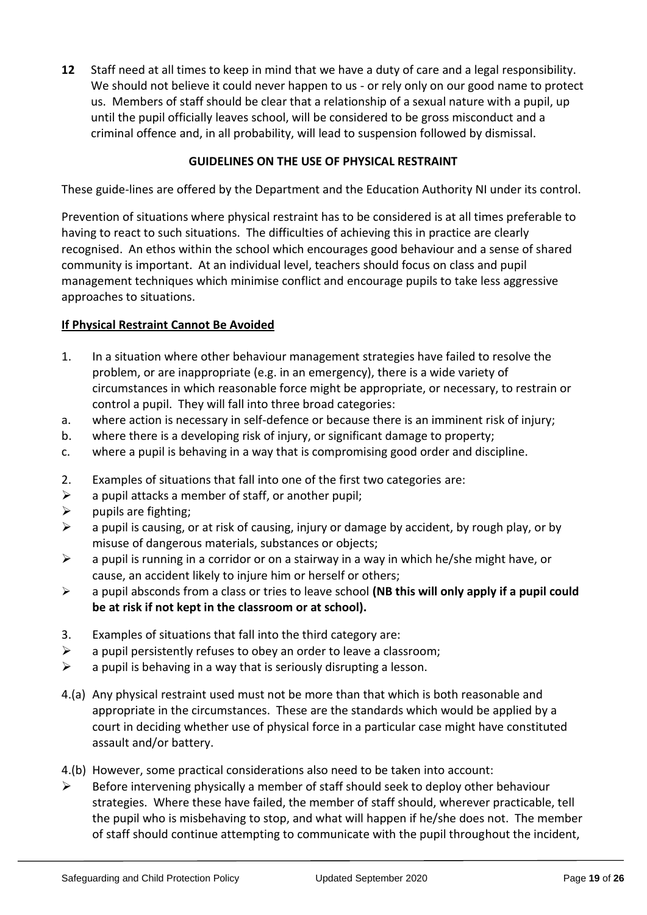**12** Staff need at all times to keep in mind that we have a duty of care and a legal responsibility. We should not believe it could never happen to us - or rely only on our good name to protect us. Members of staff should be clear that a relationship of a sexual nature with a pupil, up until the pupil officially leaves school, will be considered to be gross misconduct and a criminal offence and, in all probability, will lead to suspension followed by dismissal.

## GUIDELINES ON THE USE OF PHYSICAL RESTRAINT

These guide-lines are offered by the Department and the Education Authority NI under its control.

Prevention of situations where physical restraint has to be considered is at all times preferable to having to react to such situations. The difficulties of achieving this in practice are clearly recognised. An ethos within the school which encourages good behaviour and a sense of shared community is important. At an individual level, teachers should focus on class and pupil management techniques which minimise conflict and encourage pupils to take less aggressive approaches to situations.

### If Physical Restraint Cannot Be Avoided

1. In a situation where other behaviour management strategies have failed to resolve the problem, or are inappropriate (e.g. in an emergency), there is a wide variety of circumstances in which reasonable force might be appropriate, or necessary, to restrain or control a pupil. They will fall into three broad categories:

a. where action is necessary in self-defence or because there is an imminent risk of injury;
b. where there is a developing risk of injury, or significant damage to property;
c. where a pupil is behaving in a way that is compromising good order and discipline.

2. Examples of situations that fall into one of the first two categories are:

- a pupil attacks a member of staff, or another pupil;
- pupils are fighting;
- a pupil is causing, or at risk of causing, injury or damage by accident, by rough play, or by misuse of dangerous materials, substances or objects;
- a pupil is running in a corridor or on a stairway in a way in which he/she might have, or cause, an accident likely to injure him or herself or others;
- a pupil absconds from a class or tries to leave school **(NB this will only apply if a pupil could be at risk if not kept in the classroom or at school).**

3. Examples of situations that fall into the third category are:

- a pupil persistently refuses to obey an order to leave a classroom;
- a pupil is behaving in a way that is seriously disrupting a lesson.

4.(a) Any physical restraint used must not be more than that which is both reasonable and appropriate in the circumstances. These are the standards which would be applied by a court in deciding whether use of physical force in a particular case might have constituted assault and/or battery.

4.(b) However, some practical considerations also need to be taken into account:

- Before intervening physically a member of staff should seek to deploy other behaviour strategies. Where these have failed, the member of staff should, wherever practicable, tell the pupil who is misbehaving to stop, and what will happen if he/she does not. The member of staff should continue attempting to communicate with the pupil throughout the incident,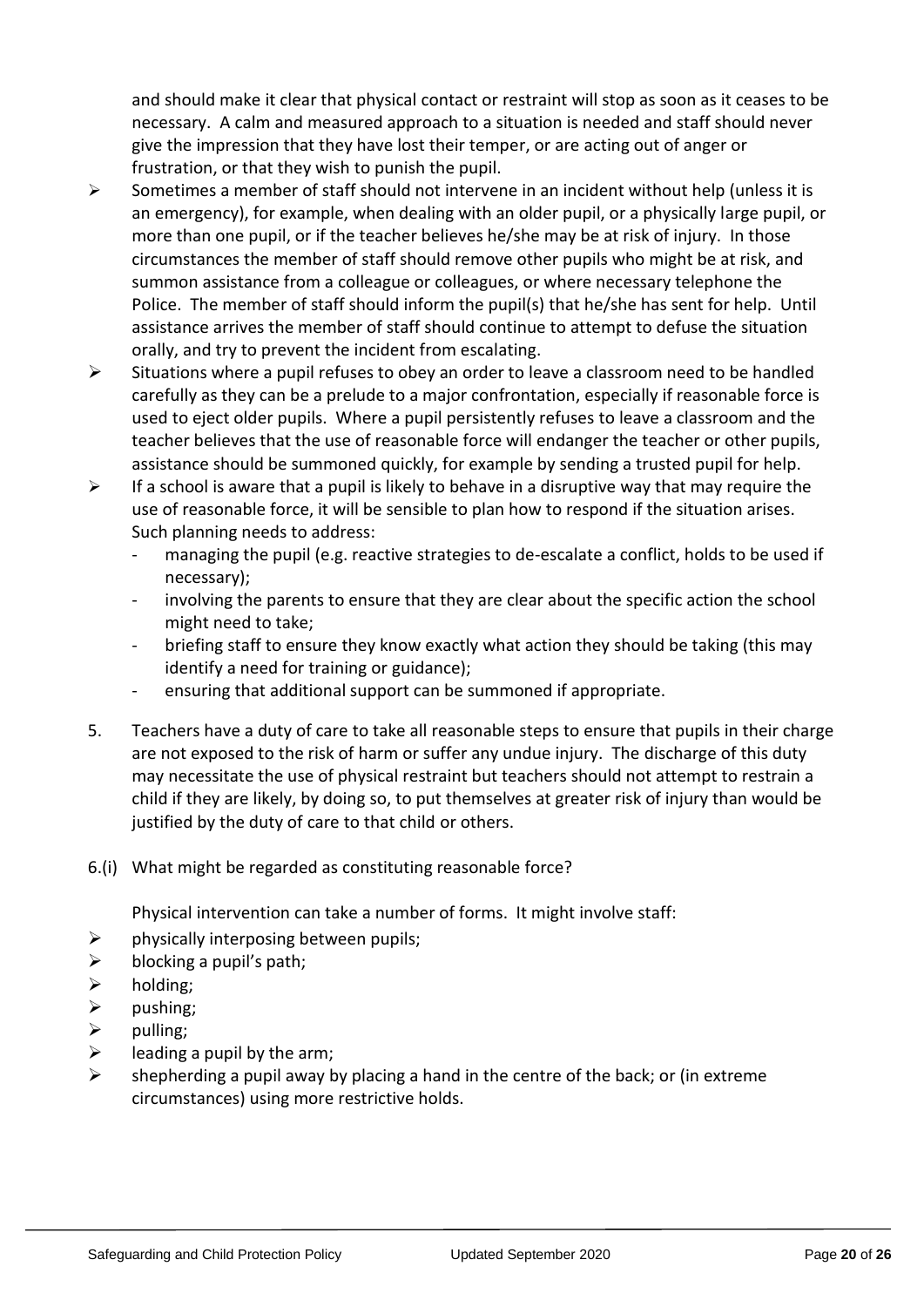and should make it clear that physical contact or restraint will stop as soon as it ceases to be necessary. A calm and measured approach to a situation is needed and staff should never give the impression that they have lost their temper, or are acting out of anger or frustration, or that they wish to punish the pupil.

- Sometimes a member of staff should not intervene in an incident without help (unless it is an emergency), for example, when dealing with an older pupil, or a physically large pupil, or more than one pupil, or if the teacher believes he/she may be at risk of injury. In those circumstances the member of staff should remove other pupils who might be at risk, and summon assistance from a colleague or colleagues, or where necessary telephone the Police. The member of staff should inform the pupil(s) that he/she has sent for help. Until assistance arrives the member of staff should continue to attempt to defuse the situation orally, and try to prevent the incident from escalating.
- Situations where a pupil refuses to obey an order to leave a classroom need to be handled carefully as they can be a prelude to a major confrontation, especially if reasonable force is used to eject older pupils. Where a pupil persistently refuses to leave a classroom and the teacher believes that the use of reasonable force will endanger the teacher or other pupils, assistance should be summoned quickly, for example by sending a trusted pupil for help.
- If a school is aware that a pupil is likely to behave in a disruptive way that may require the use of reasonable force, it will be sensible to plan how to respond if the situation arises. Such planning needs to address:
  - managing the pupil (e.g. reactive strategies to de-escalate a conflict, holds to be used if necessary);
  - involving the parents to ensure that they are clear about the specific action the school might need to take;
  - briefing staff to ensure they know exactly what action they should be taking (this may identify a need for training or guidance);
  - ensuring that additional support can be summoned if appropriate.

5. Teachers have a duty of care to take all reasonable steps to ensure that pupils in their charge are not exposed to the risk of harm or suffer any undue injury. The discharge of this duty may necessitate the use of physical restraint but teachers should not attempt to restrain a child if they are likely, by doing so, to put themselves at greater risk of injury than would be justified by the duty of care to that child or others.

6.(i) What might be regarded as constituting reasonable force?

Physical intervention can take a number of forms. It might involve staff:

- physically interposing between pupils;
- blocking a pupil's path;
- holding;
- pushing;
- pulling;
- leading a pupil by the arm;
- shepherding a pupil away by placing a hand in the centre of the back; or (in extreme circumstances) using more restrictive holds.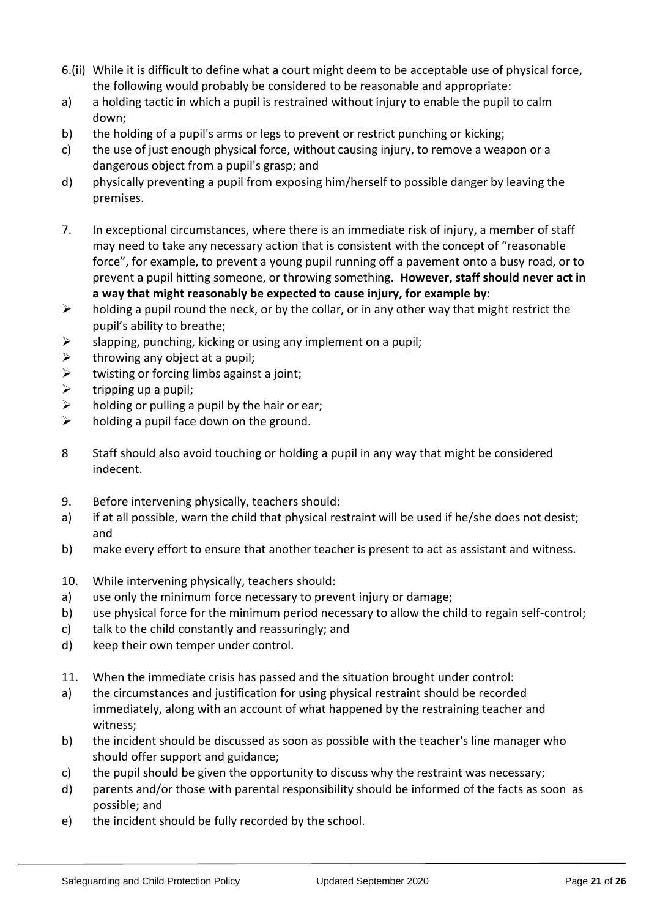6.(ii) While it is difficult to define what a court might deem to be acceptable use of physical force, the following would probably be considered to be reasonable and appropriate:

a) a holding tactic in which a pupil is restrained without injury to enable the pupil to calm down;

b) the holding of a pupil's arms or legs to prevent or restrict punching or kicking;

c) the use of just enough physical force, without causing injury, to remove a weapon or a dangerous object from a pupil's grasp; and

d) physically preventing a pupil from exposing him/herself to possible danger by leaving the premises.

7. In exceptional circumstances, where there is an immediate risk of injury, a member of staff may need to take any necessary action that is consistent with the concept of "reasonable force", for example, to prevent a young pupil running off a pavement onto a busy road, or to prevent a pupil hitting someone, or throwing something. **However, staff should never act in a way that might reasonably be expected to cause injury, for example by:**

- holding a pupil round the neck, or by the collar, or in any other way that might restrict the pupil's ability to breathe;
- slapping, punching, kicking or using any implement on a pupil;
- throwing any object at a pupil;
- twisting or forcing limbs against a joint;
- tripping up a pupil;
- holding or pulling a pupil by the hair or ear;
- holding a pupil face down on the ground.

8 Staff should also avoid touching or holding a pupil in any way that might be considered indecent.

9. Before intervening physically, teachers should:

a) if at all possible, warn the child that physical restraint will be used if he/she does not desist; and

b) make every effort to ensure that another teacher is present to act as assistant and witness.

10. While intervening physically, teachers should:

a) use only the minimum force necessary to prevent injury or damage;

b) use physical force for the minimum period necessary to allow the child to regain self-control;

c) talk to the child constantly and reassuringly; and

d) keep their own temper under control.

11. When the immediate crisis has passed and the situation brought under control:

a) the circumstances and justification for using physical restraint should be recorded immediately, along with an account of what happened by the restraining teacher and witness;

b) the incident should be discussed as soon as possible with the teacher's line manager who should offer support and guidance;

c) the pupil should be given the opportunity to discuss why the restraint was necessary;

d) parents and/or those with parental responsibility should be informed of the facts as soon as possible; and

e) the incident should be fully recorded by the school.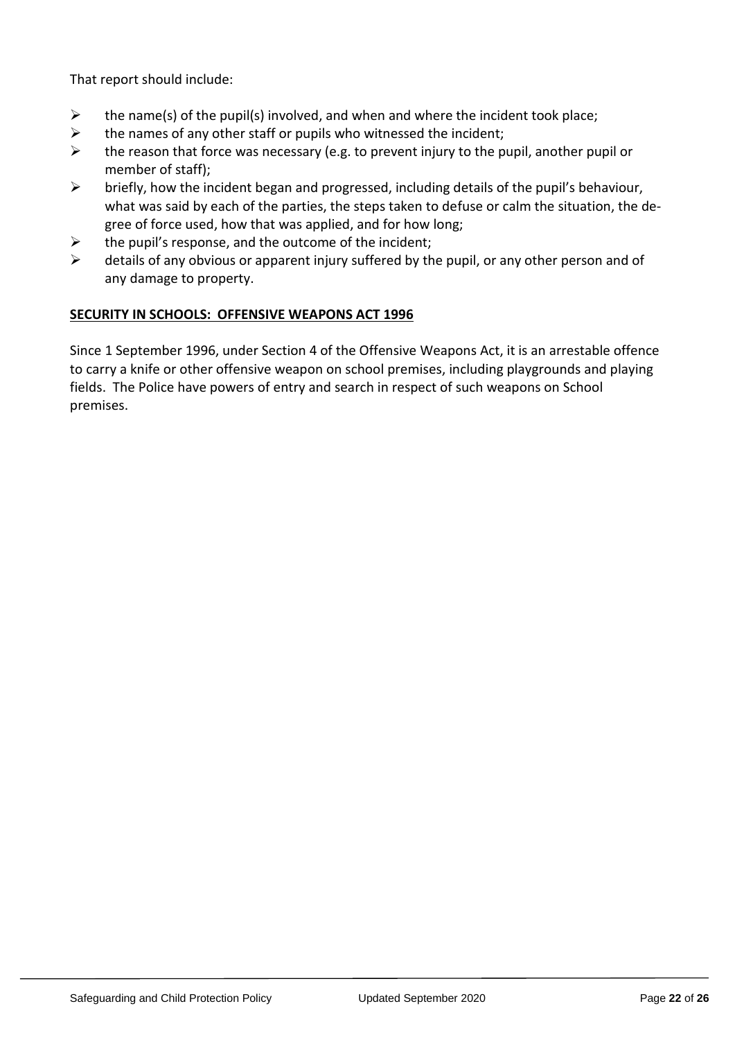That report should include:

- the name(s) of the pupil(s) involved, and when and where the incident took place;
- the names of any other staff or pupils who witnessed the incident;
- the reason that force was necessary (e.g. to prevent injury to the pupil, another pupil or member of staff);
- briefly, how the incident began and progressed, including details of the pupil's behaviour, what was said by each of the parties, the steps taken to defuse or calm the situation, the degree of force used, how that was applied, and for how long;
- the pupil's response, and the outcome of the incident;
- details of any obvious or apparent injury suffered by the pupil, or any other person and of any damage to property.

**SECURITY IN SCHOOLS: OFFENSIVE WEAPONS ACT 1996**

Since 1 September 1996, under Section 4 of the Offensive Weapons Act, it is an arrestable offence to carry a knife or other offensive weapon on school premises, including playgrounds and playing fields. The Police have powers of entry and search in respect of such weapons on School premises.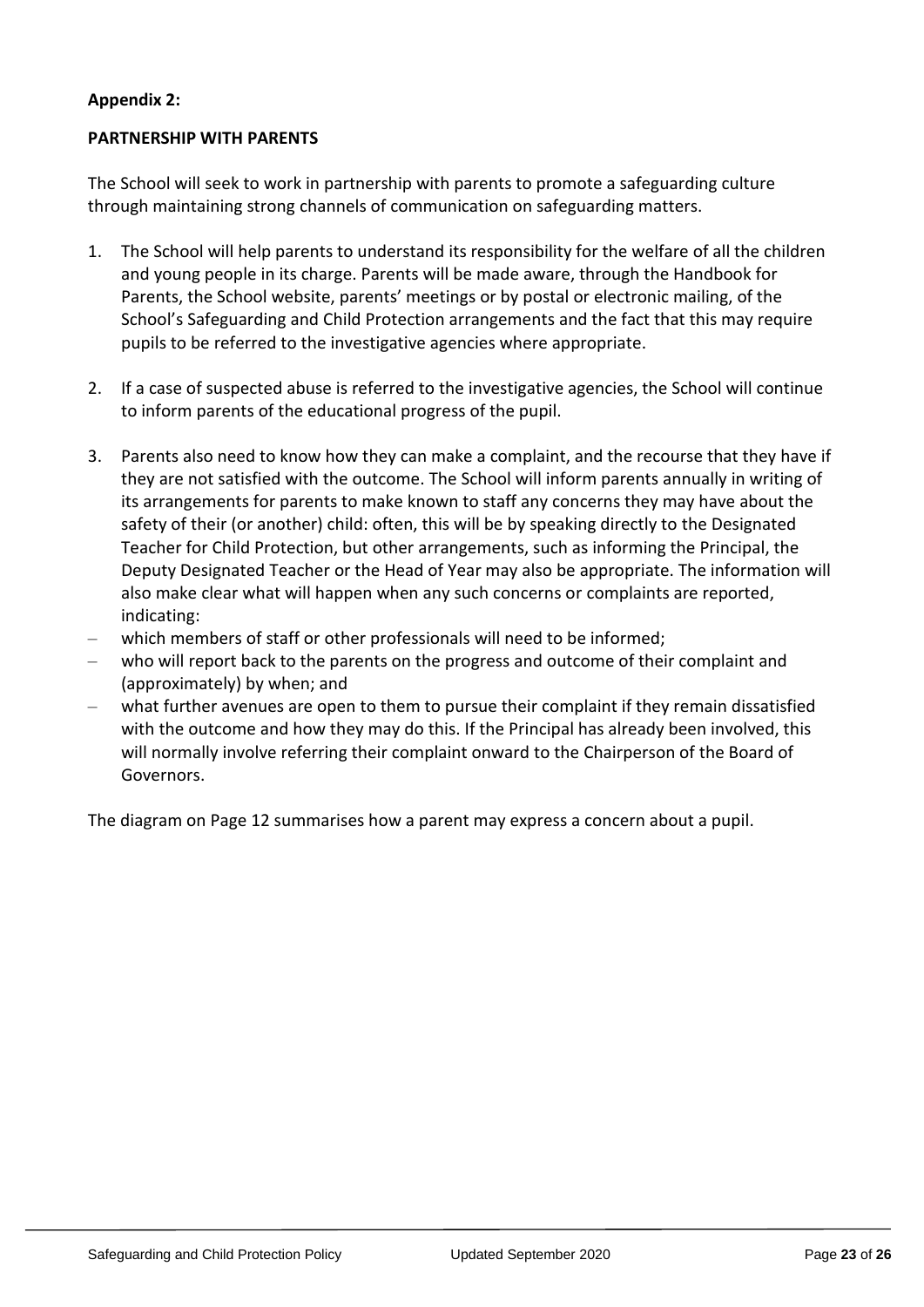**Appendix 2:**

**PARTNERSHIP WITH PARENTS**

The School will seek to work in partnership with parents to promote a safeguarding culture through maintaining strong channels of communication on safeguarding matters.

1. The School will help parents to understand its responsibility for the welfare of all the children and young people in its charge. Parents will be made aware, through the Handbook for Parents, the School website, parents' meetings or by postal or electronic mailing, of the School's Safeguarding and Child Protection arrangements and the fact that this may require pupils to be referred to the investigative agencies where appropriate.

2. If a case of suspected abuse is referred to the investigative agencies, the School will continue to inform parents of the educational progress of the pupil.

3. Parents also need to know how they can make a complaint, and the recourse that they have if they are not satisfied with the outcome. The School will inform parents annually in writing of its arrangements for parents to make known to staff any concerns they may have about the safety of their (or another) child: often, this will be by speaking directly to the Designated Teacher for Child Protection, but other arrangements, such as informing the Principal, the Deputy Designated Teacher or the Head of Year may also be appropriate. The information will also make clear what will happen when any such concerns or complaints are reported, indicating:

- which members of staff or other professionals will need to be informed;
- who will report back to the parents on the progress and outcome of their complaint and (approximately) by when; and
- what further avenues are open to them to pursue their complaint if they remain dissatisfied with the outcome and how they may do this. If the Principal has already been involved, this will normally involve referring their complaint onward to the Chairperson of the Board of Governors.

The diagram on Page 12 summarises how a parent may express a concern about a pupil.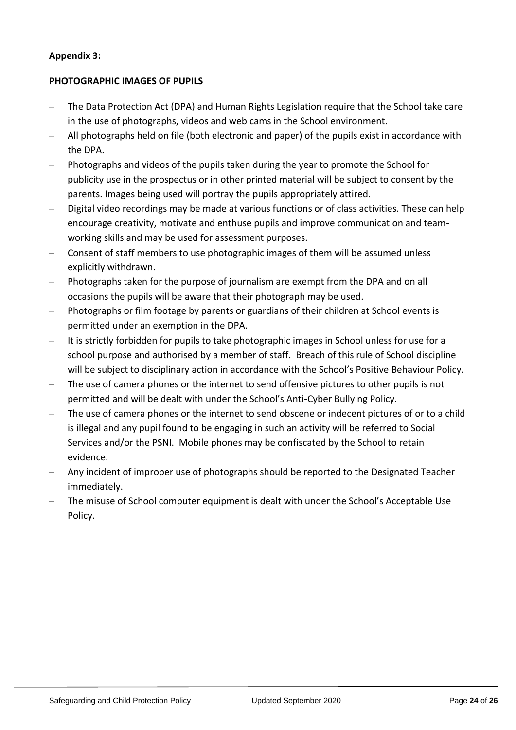**Appendix 3:**

**PHOTOGRAPHIC IMAGES OF PUPILS**

- The Data Protection Act (DPA) and Human Rights Legislation require that the School take care in the use of photographs, videos and web cams in the School environment.
- All photographs held on file (both electronic and paper) of the pupils exist in accordance with the DPA.
- Photographs and videos of the pupils taken during the year to promote the School for publicity use in the prospectus or in other printed material will be subject to consent by the parents. Images being used will portray the pupils appropriately attired.
- Digital video recordings may be made at various functions or of class activities. These can help encourage creativity, motivate and enthuse pupils and improve communication and team-working skills and may be used for assessment purposes.
- Consent of staff members to use photographic images of them will be assumed unless explicitly withdrawn.
- Photographs taken for the purpose of journalism are exempt from the DPA and on all occasions the pupils will be aware that their photograph may be used.
- Photographs or film footage by parents or guardians of their children at School events is permitted under an exemption in the DPA.
- It is strictly forbidden for pupils to take photographic images in School unless for use for a school purpose and authorised by a member of staff. Breach of this rule of School discipline will be subject to disciplinary action in accordance with the School's Positive Behaviour Policy.
- The use of camera phones or the internet to send offensive pictures to other pupils is not permitted and will be dealt with under the School's Anti-Cyber Bullying Policy.
- The use of camera phones or the internet to send obscene or indecent pictures of or to a child is illegal and any pupil found to be engaging in such an activity will be referred to Social Services and/or the PSNI. Mobile phones may be confiscated by the School to retain evidence.
- Any incident of improper use of photographs should be reported to the Designated Teacher immediately.
- The misuse of School computer equipment is dealt with under the School's Acceptable Use Policy.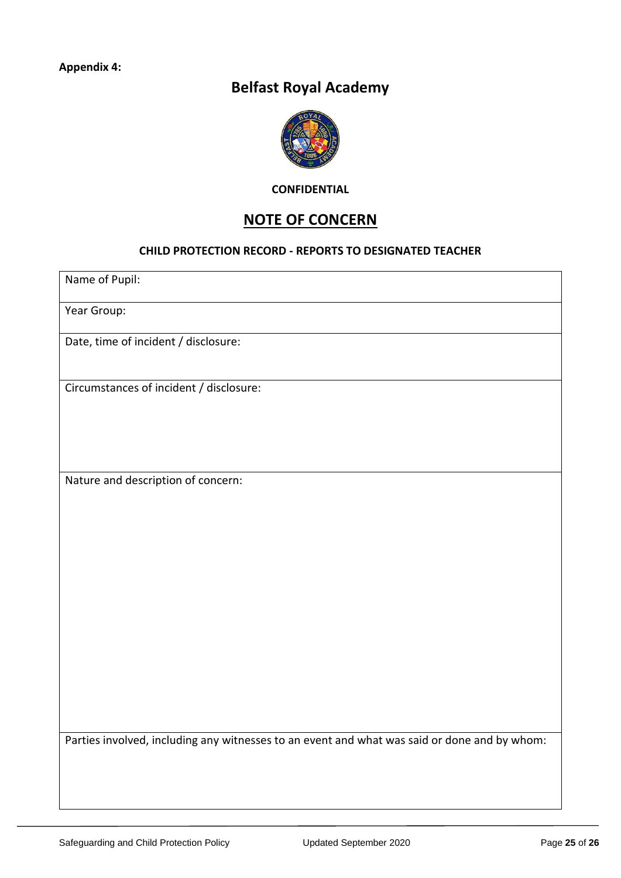**Appendix 4:**

# Belfast Royal Academy

**CONFIDENTIAL**

## NOTE OF CONCERN

### CHILD PROTECTION RECORD - REPORTS TO DESIGNATED TEACHER

| Name of Pupil: |
|---|
| Year Group: |
| Date, time of incident / disclosure: |
| Circumstances of incident / disclosure: |
| Nature and description of concern: |
| Parties involved, including any witnesses to an event and what was said or done and by whom: |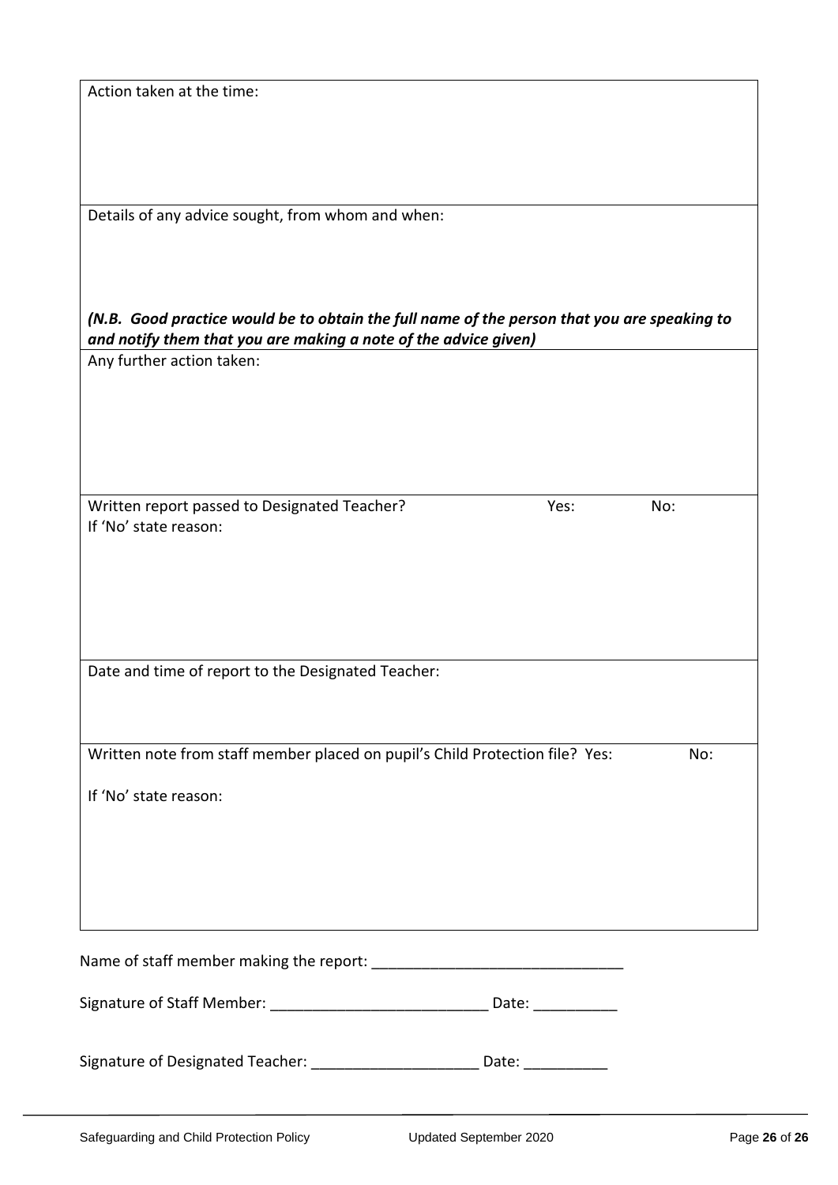| |
|---|
| Action taken at the time: |
| Details of any advice sought, from whom and when:<br><br>***(N.B. Good practice would be to obtain the full name of the person that you are speaking to and notify them that you are making a note of the advice given)*** |
| Any further action taken: |
| Written report passed to Designated Teacher? Yes: No:<br>If 'No' state reason: |
| Date and time of report to the Designated Teacher: |
| Written note from staff member placed on pupil's Child Protection file? Yes: No:<br><br>If 'No' state reason: |

Name of staff member making the report: ______________________________

Signature of Staff Member: __________________________ Date: __________

Signature of Designated Teacher: ____________________ Date: __________